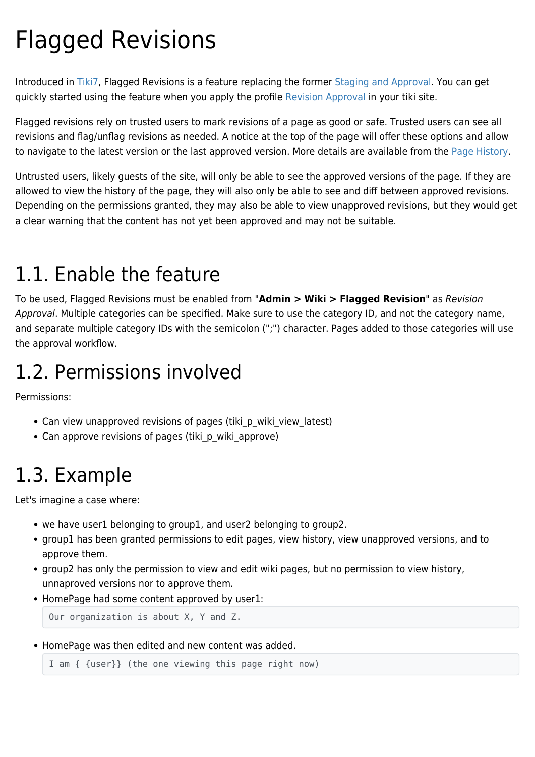# Flagged Revisions

Introduced in Tiki7, Flagged Revisions is a feature replacing the former Staging and Approval. You can get quickly started using the feature when you apply the profile Revision Approval in your tiki site.

Flagged revisions rely on trusted users to mark revisions of a page as good or safe. Trusted users can see all revisions and flag/unflag revisions as needed. A notice at the top of the page will offer these options and allow to navigate to the latest version or the last approved version. More details are available from the Page History.

Untrusted users, likely guests of the site, will only be able to see the approved versions of the page. If they are allowed to view the history of the page, they will also only be able to see and diff between approved revisions. Depending on the permissions granted, they may also be able to view unapproved revisions, but they would get a clear warning that the content has not yet been approved and may not be suitable.

## 1.1. Enable the feature

To be used, Flagged Revisions must be enabled from "**Admin > Wiki > Flagged Revision**" as *Revision Approval*. Multiple categories can be specified. Make sure to use the category ID, and not the category name, and separate multiple category IDs with the semicolon (";") character. Pages added to those categories will use the approval workflow.

## 1.2. Permissions involved

Permissions:

- Can view unapproved revisions of pages (tiki_p_wiki_view_latest)
- Can approve revisions of pages (tiki_p_wiki_approve)

## 1.3. Example

Let's imagine a case where:

- we have user1 belonging to group1, and user2 belonging to group2.
- group1 has been granted permissions to edit pages, view history, view unapproved versions, and to approve them.
- group2 has only the permission to view and edit wiki pages, but no permission to view history, unnaproved versions nor to approve them.
- HomePage had some content approved by user1:

  ```
  Our organization is about X, Y and Z.
  ```

- HomePage was then edited and new content was added.

  ```
  I am { {user}} (the one viewing this page right now)
  ```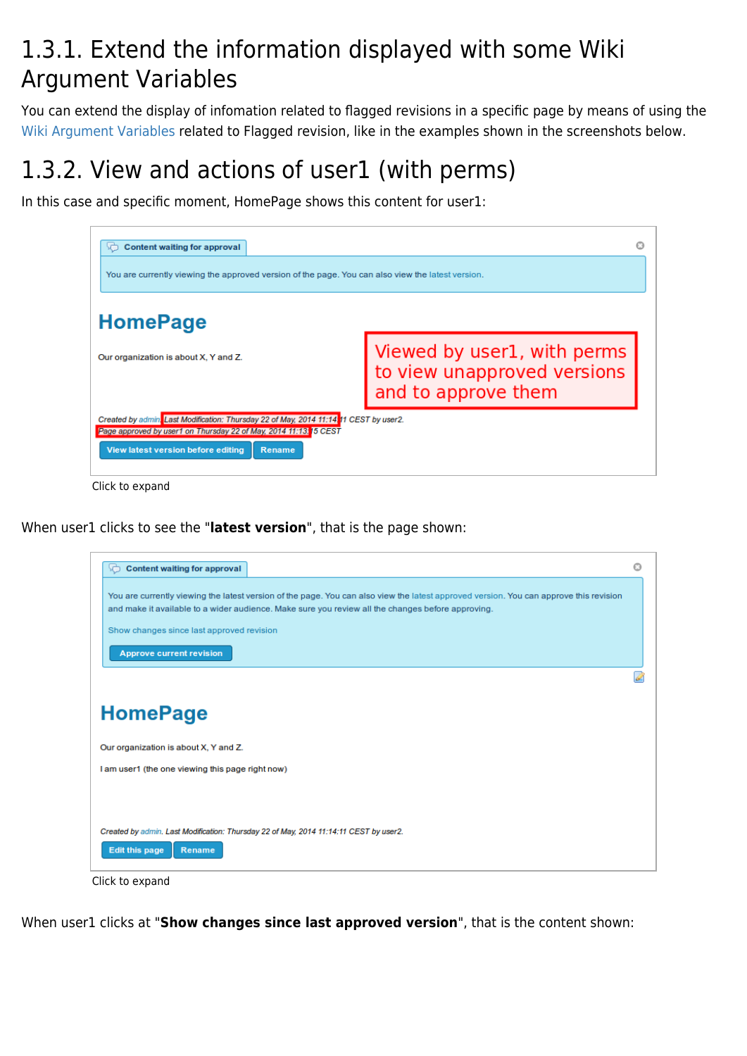## 1.3.1. Extend the information displayed with some Wiki Argument Variables

You can extend the display of infomation related to flagged revisions in a specific page by means of using the Wiki Argument Variables related to Flagged revision, like in the examples shown in the screenshots below.

## 1.3.2. View and actions of user1 (with perms)

In this case and specific moment, HomePage shows this content for user1:

Click to expand

When user1 clicks to see the "**latest version**", that is the page shown:

Click to expand

When user1 clicks at "**Show changes since last approved version**", that is the content shown: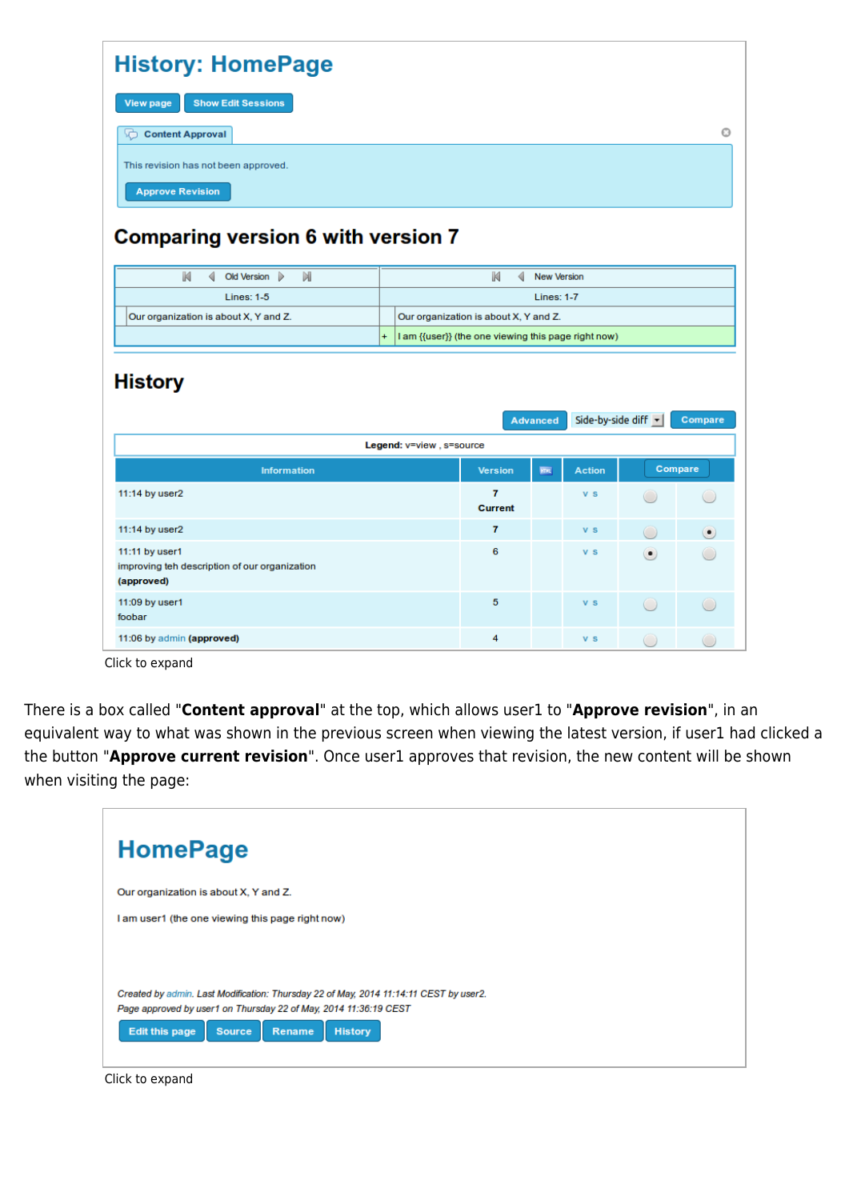# History: HomePage

View page | Show Edit Sessions

**Content Approval**

This revision has not been approved.

Approve Revision

## Comparing version 6 with version 7

| Old Version | | New Version |
|---|---|---|
| Lines: 1-5 | | Lines: 1-7 |
| Our organization is about X, Y and Z. | | Our organization is about X, Y and Z. |
| | + | I am {{user}} (the one viewing this page right now) |

## History

Advanced | Side-by-side diff | Compare

**Legend:** v=view , s=source

| Information | Version | | Action | Compare | |
|---|---|---|---|---|---|
| 11:14 by user2 | 7 **Current** | | v s | ○ | ○ |
| 11:14 by user2 | 7 | | v s | ○ | ● |
| 11:11 by user1 improving teh description of our organization **(approved)** | 6 | | v s | ● | ○ |
| 11:09 by user1 foobar | 5 | | v s | ○ | ○ |
| 11:06 by admin **(approved)** | 4 | | v s | ○ | ○ |

Click to expand

There is a box called "**Content approval**" at the top, which allows user1 to "**Approve revision**", in an equivalent way to what was shown in the previous screen when viewing the latest version, if user1 had clicked a the button "**Approve current revision**". Once user1 approves that revision, the new content will be shown when visiting the page:

# HomePage

Our organization is about X, Y and Z.

I am user1 (the one viewing this page right now)

*Created by admin. Last Modification: Thursday 22 of May, 2014 11:14:11 CEST by user2.*
*Page approved by user1 on Thursday 22 of May, 2014 11:36:19 CEST*

Edit this page | Source | Rename | History

Click to expand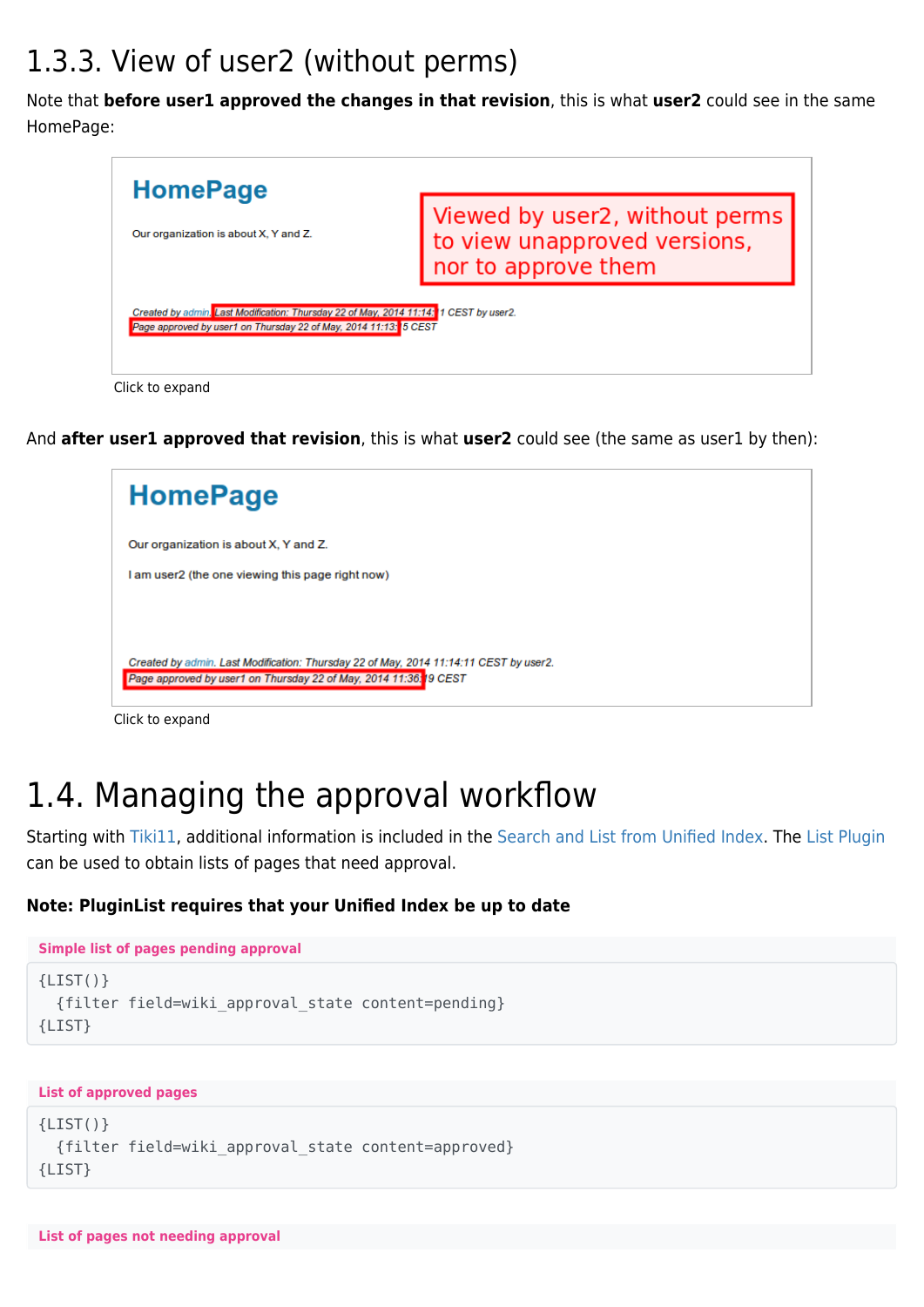## 1.3.3. View of user2 (without perms)

Note that **before user1 approved the changes in that revision**, this is what **user2** could see in the same HomePage:

Click to expand

And **after user1 approved that revision**, this is what **user2** could see (the same as user1 by then):

Click to expand

# 1.4. Managing the approval workflow

Starting with Tiki11, additional information is included in the Search and List from Unified Index. The List Plugin can be used to obtain lists of pages that need approval.

**Note: PluginList requires that your Unified Index be up to date**

**Simple list of pages pending approval**

```
{LIST()}
  {filter field=wiki_approval_state content=pending}
{LIST}
```

**List of approved pages**

```
{LIST()}
  {filter field=wiki_approval_state content=approved}
{LIST}
```

**List of pages not needing approval**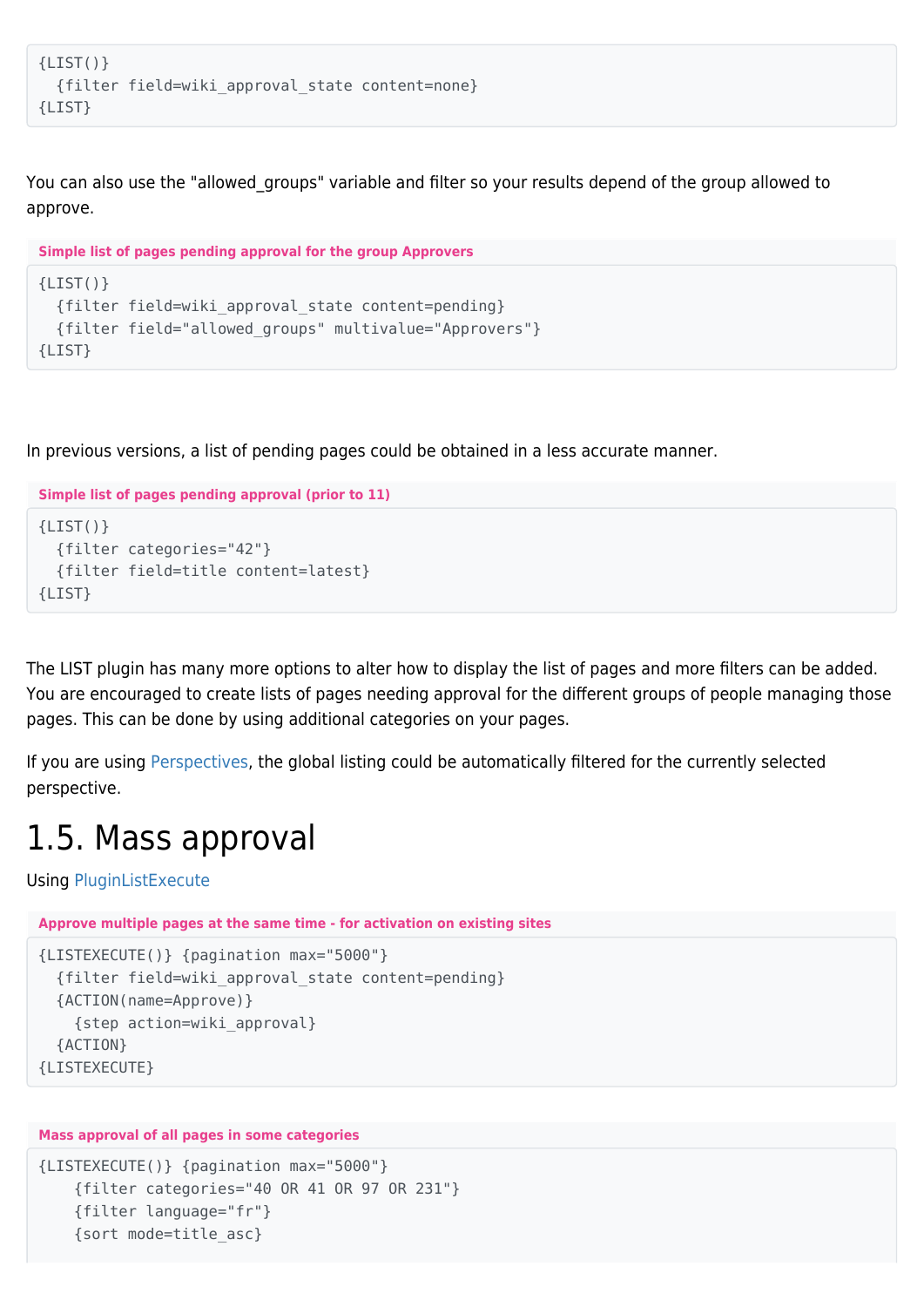```
{LIST()}
  {filter field=wiki_approval_state content=none}
{LIST}
```

You can also use the "allowed_groups" variable and filter so your results depend of the group allowed to approve.

**Simple list of pages pending approval for the group Approvers**

```
{LIST()}
  {filter field=wiki_approval_state content=pending}
  {filter field="allowed_groups" multivalue="Approvers"}
{LIST}
```

In previous versions, a list of pending pages could be obtained in a less accurate manner.

**Simple list of pages pending approval (prior to 11)**

```
{LIST()}
  {filter categories="42"}
  {filter field=title content=latest}
{LIST}
```

The LIST plugin has many more options to alter how to display the list of pages and more filters can be added. You are encouraged to create lists of pages needing approval for the different groups of people managing those pages. This can be done by using additional categories on your pages.

If you are using Perspectives, the global listing could be automatically filtered for the currently selected perspective.

# 1.5. Mass approval

Using PluginListExecute

**Approve multiple pages at the same time - for activation on existing sites**

```
{LISTEXECUTE()} {pagination max="5000"}
  {filter field=wiki_approval_state content=pending}
  {ACTION(name=Approve)}
    {step action=wiki_approval}
  {ACTION}
{LISTEXECUTE}
```

**Mass approval of all pages in some categories**

```
{LISTEXECUTE()} {pagination max="5000"}
    {filter categories="40 OR 41 OR 97 OR 231"}
    {filter language="fr"}
    {sort mode=title_asc}
```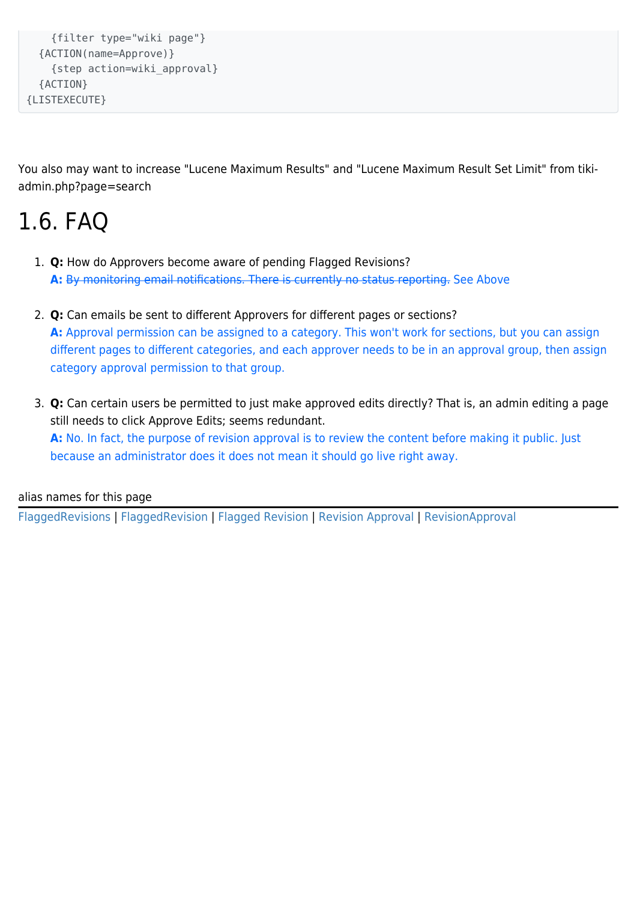```
    {filter type="wiki page"}
  {ACTION(name=Approve)}
    {step action=wiki_approval}
  {ACTION}
{LISTEXECUTE}
```

You also may want to increase "Lucene Maximum Results" and "Lucene Maximum Result Set Limit" from tiki-admin.php?page=search

# 1.6. FAQ

1. **Q:** How do Approvers become aware of pending Flagged Revisions?
   **A:** ~~By monitoring email notifications. There is currently no status reporting.~~ See Above

2. **Q:** Can emails be sent to different Approvers for different pages or sections?
   **A:** Approval permission can be assigned to a category. This won't work for sections, but you can assign different pages to different categories, and each approver needs to be in an approval group, then assign category approval permission to that group.

3. **Q:** Can certain users be permitted to just make approved edits directly? That is, an admin editing a page still needs to click Approve Edits; seems redundant.
   **A:** No. In fact, the purpose of revision approval is to review the content before making it public. Just because an administrator does it does not mean it should go live right away.

alias names for this page

FlaggedRevisions | FlaggedRevision | Flagged Revision | Revision Approval | RevisionApproval